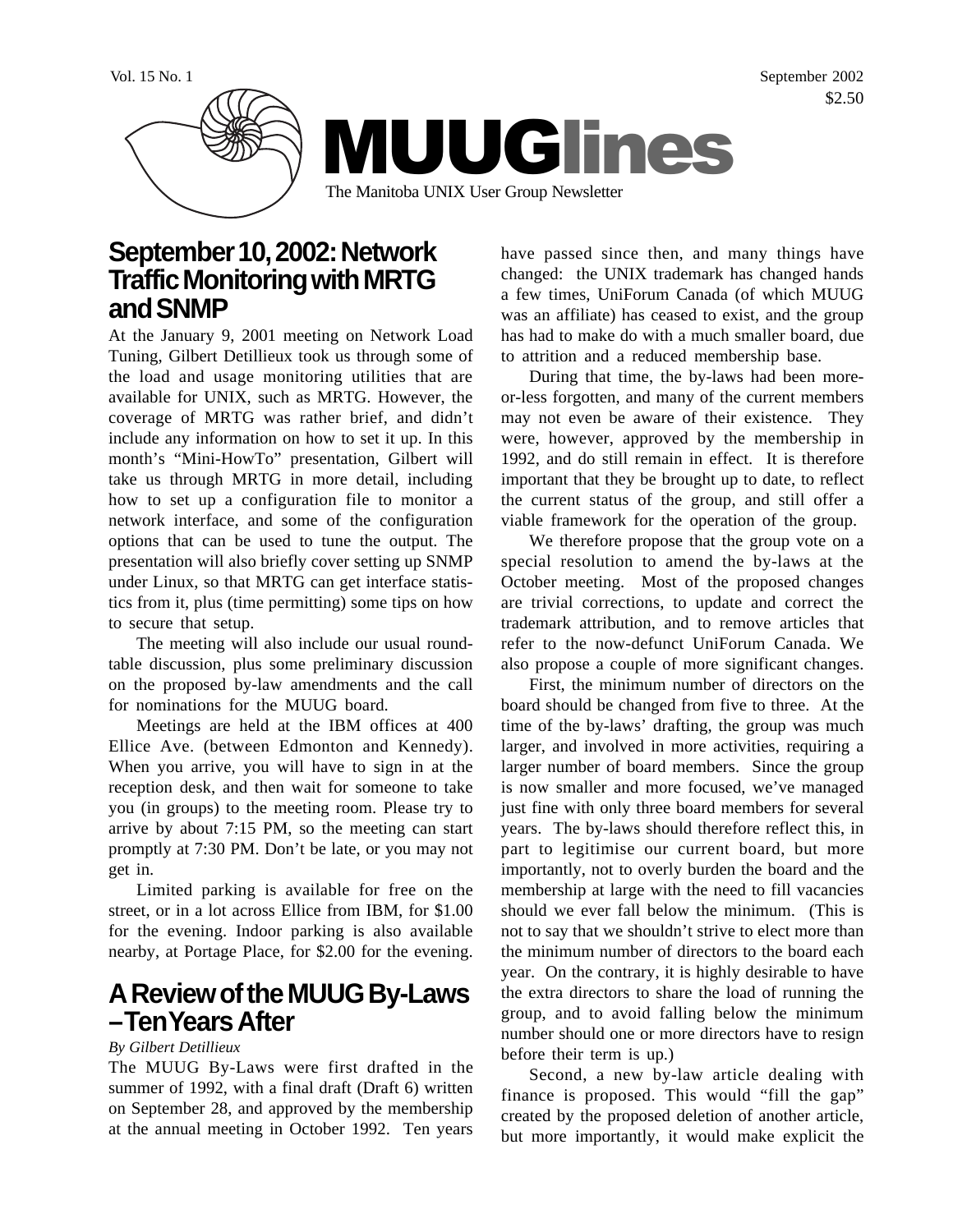# MUUGlines

The Manitoba UNIX User Group Newsletter

Vol. 15 No. 1 — September 2002 — $2.50

## September 10, 2002: Network Traffic Monitoring with MRTG and SNMP

At the January 9, 2001 meeting on Network Load Tuning, Gilbert Detillieux took us through some of the load and usage monitoring utilities that are available for UNIX, such as MRTG. However, the coverage of MRTG was rather brief, and didn't include any information on how to set it up. In this month's "Mini-HowTo" presentation, Gilbert will take us through MRTG in more detail, including how to set up a configuration file to monitor a network interface, and some of the configuration options that can be used to tune the output. The presentation will also briefly cover setting up SNMP under Linux, so that MRTG can get interface statistics from it, plus (time permitting) some tips on how to secure that setup.

The meeting will also include our usual round-table discussion, plus some preliminary discussion on the proposed by-law amendments and the call for nominations for the MUUG board.

Meetings are held at the IBM offices at 400 Ellice Ave. (between Edmonton and Kennedy). When you arrive, you will have to sign in at the reception desk, and then wait for someone to take you (in groups) to the meeting room. Please try to arrive by about 7:15 PM, so the meeting can start promptly at 7:30 PM. Don't be late, or you may not get in.

Limited parking is available for free on the street, or in a lot across Ellice from IBM, for $1.00 for the evening. Indoor parking is also available nearby, at Portage Place, for $2.00 for the evening.

## A Review of the MUUG By-Laws – Ten Years After

*By Gilbert Detillieux*

The MUUG By-Laws were first drafted in the summer of 1992, with a final draft (Draft 6) written on September 28, and approved by the membership at the annual meeting in October 1992. Ten years have passed since then, and many things have changed: the UNIX trademark has changed hands a few times, UniForum Canada (of which MUUG was an affiliate) has ceased to exist, and the group has had to make do with a much smaller board, due to attrition and a reduced membership base.

During that time, the by-laws had been more-or-less forgotten, and many of the current members may not even be aware of their existence. They were, however, approved by the membership in 1992, and do still remain in effect. It is therefore important that they be brought up to date, to reflect the current status of the group, and still offer a viable framework for the operation of the group.

We therefore propose that the group vote on a special resolution to amend the by-laws at the October meeting. Most of the proposed changes are trivial corrections, to update and correct the trademark attribution, and to remove articles that refer to the now-defunct UniForum Canada. We also propose a couple of more significant changes.

First, the minimum number of directors on the board should be changed from five to three. At the time of the by-laws' drafting, the group was much larger, and involved in more activities, requiring a larger number of board members. Since the group is now smaller and more focused, we've managed just fine with only three board members for several years. The by-laws should therefore reflect this, in part to legitimise our current board, but more importantly, not to overly burden the board and the membership at large with the need to fill vacancies should we ever fall below the minimum. (This is not to say that we shouldn't strive to elect more than the minimum number of directors to the board each year. On the contrary, it is highly desirable to have the extra directors to share the load of running the group, and to avoid falling below the minimum number should one or more directors have to resign before their term is up.)

Second, a new by-law article dealing with finance is proposed. This would "fill the gap" created by the proposed deletion of another article, but more importantly, it would make explicit the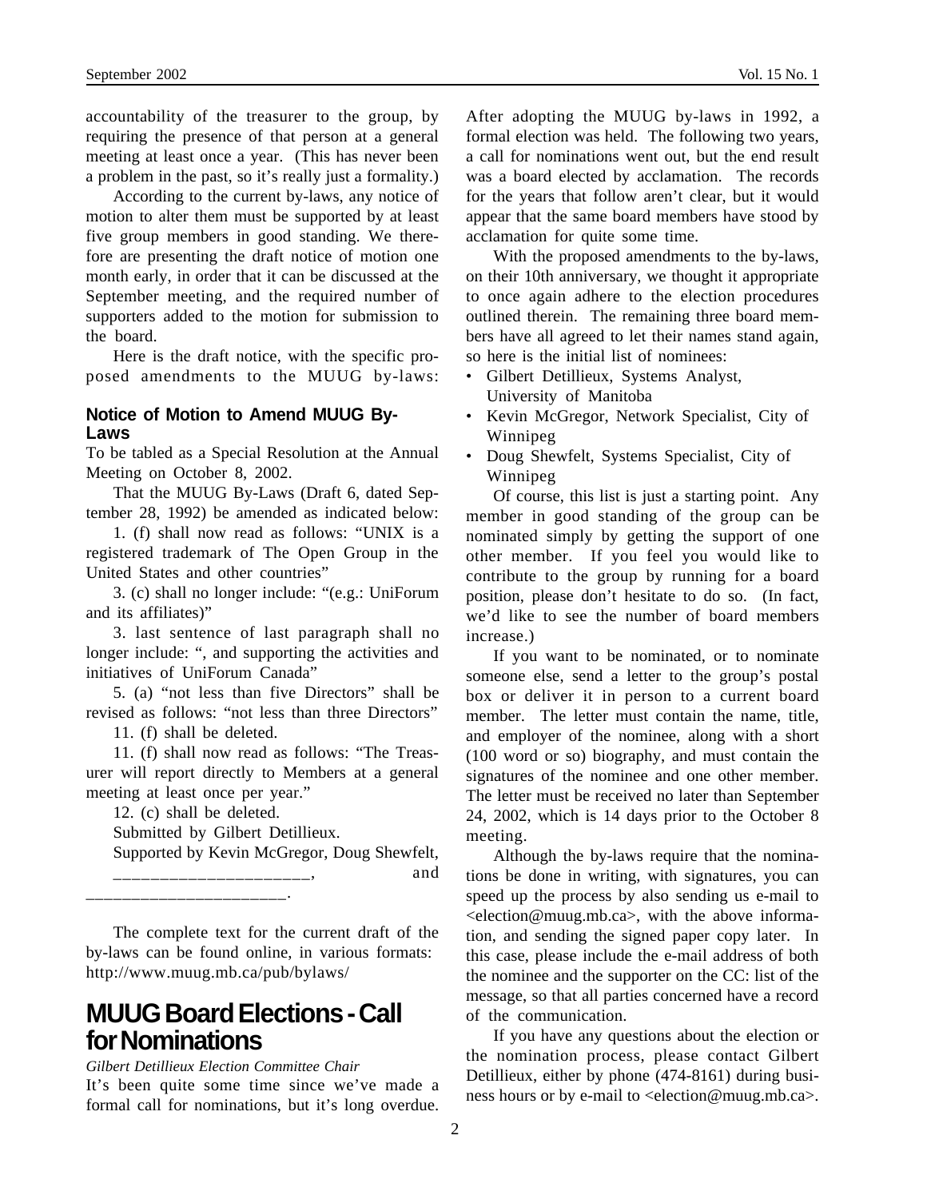accountability of the treasurer to the group, by requiring the presence of that person at a general meeting at least once a year. (This has never been a problem in the past, so it's really just a formality.)

According to the current by-laws, any notice of motion to alter them must be supported by at least five group members in good standing. We therefore are presenting the draft notice of motion one month early, in order that it can be discussed at the September meeting, and the required number of supporters added to the motion for submission to the board.

Here is the draft notice, with the specific proposed amendments to the MUUG by-laws:

### Notice of Motion to Amend MUUG By-Laws

To be tabled as a Special Resolution at the Annual Meeting on October 8, 2002.

That the MUUG By-Laws (Draft 6, dated September 28, 1992) be amended as indicated below:

1. (f) shall now read as follows: "UNIX is a registered trademark of The Open Group in the United States and other countries"

3. (c) shall no longer include: "(e.g.: UniForum and its affiliates)"

3. last sentence of last paragraph shall no longer include: ", and supporting the activities and initiatives of UniForum Canada"

5. (a) "not less than five Directors" shall be revised as follows: "not less than three Directors"

11. (f) shall be deleted.

11. (f) shall now read as follows: "The Treasurer will report directly to Members at a general meeting at least once per year."

12. (c) shall be deleted.

Submitted by Gilbert Detillieux.

Supported by Kevin McGregor, Doug Shewfelt, ______________________, and ______________________.

The complete text for the current draft of the by-laws can be found online, in various formats: http://www.muug.mb.ca/pub/bylaws/

# MUUG Board Elections - Call for Nominations

*Gilbert Detillieux Election Committee Chair*

It's been quite some time since we've made a formal call for nominations, but it's long overdue. After adopting the MUUG by-laws in 1992, a formal election was held. The following two years, a call for nominations went out, but the end result was a board elected by acclamation. The records for the years that follow aren't clear, but it would appear that the same board members have stood by acclamation for quite some time.

With the proposed amendments to the by-laws, on their 10th anniversary, we thought it appropriate to once again adhere to the election procedures outlined therein. The remaining three board members have all agreed to let their names stand again, so here is the initial list of nominees:

- Gilbert Detillieux, Systems Analyst, University of Manitoba
- Kevin McGregor, Network Specialist, City of Winnipeg
- Doug Shewfelt, Systems Specialist, City of Winnipeg

Of course, this list is just a starting point. Any member in good standing of the group can be nominated simply by getting the support of one other member. If you feel you would like to contribute to the group by running for a board position, please don't hesitate to do so. (In fact, we'd like to see the number of board members increase.)

If you want to be nominated, or to nominate someone else, send a letter to the group's postal box or deliver it in person to a current board member. The letter must contain the name, title, and employer of the nominee, along with a short (100 word or so) biography, and must contain the signatures of the nominee and one other member. The letter must be received no later than September 24, 2002, which is 14 days prior to the October 8 meeting.

Although the by-laws require that the nominations be done in writing, with signatures, you can speed up the process by also sending us e-mail to <election@muug.mb.ca>, with the above information, and sending the signed paper copy later. In this case, please include the e-mail address of both the nominee and the supporter on the CC: list of the message, so that all parties concerned have a record of the communication.

If you have any questions about the election or the nomination process, please contact Gilbert Detillieux, either by phone (474-8161) during business hours or by e-mail to <election@muug.mb.ca>.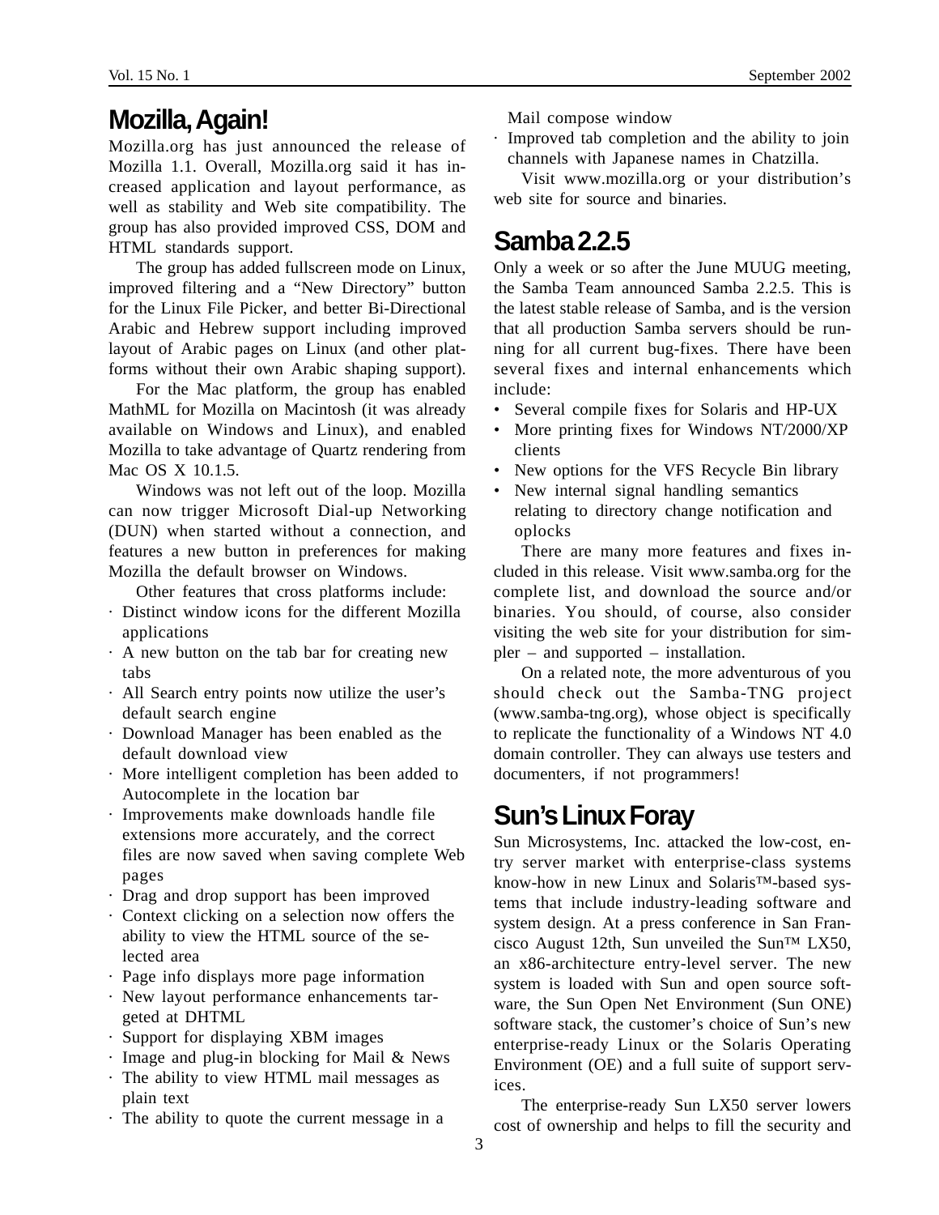## Mozilla, Again!

Mozilla.org has just announced the release of Mozilla 1.1. Overall, Mozilla.org said it has increased application and layout performance, as well as stability and Web site compatibility. The group has also provided improved CSS, DOM and HTML standards support.

The group has added fullscreen mode on Linux, improved filtering and a "New Directory" button for the Linux File Picker, and better Bi-Directional Arabic and Hebrew support including improved layout of Arabic pages on Linux (and other platforms without their own Arabic shaping support).

For the Mac platform, the group has enabled MathML for Mozilla on Macintosh (it was already available on Windows and Linux), and enabled Mozilla to take advantage of Quartz rendering from Mac OS X 10.1.5.

Windows was not left out of the loop. Mozilla can now trigger Microsoft Dial-up Networking (DUN) when started without a connection, and features a new button in preferences for making Mozilla the default browser on Windows.

Other features that cross platforms include:

- Distinct window icons for the different Mozilla applications
- A new button on the tab bar for creating new tabs
- All Search entry points now utilize the user's default search engine
- Download Manager has been enabled as the default download view
- More intelligent completion has been added to Autocomplete in the location bar
- Improvements make downloads handle file extensions more accurately, and the correct files are now saved when saving complete Web pages
- Drag and drop support has been improved
- Context clicking on a selection now offers the ability to view the HTML source of the selected area
- Page info displays more page information
- New layout performance enhancements targeted at DHTML
- Support for displaying XBM images
- Image and plug-in blocking for Mail & News
- The ability to view HTML mail messages as plain text
- The ability to quote the current message in a Mail compose window
- Improved tab completion and the ability to join channels with Japanese names in Chatzilla.

Visit www.mozilla.org or your distribution's web site for source and binaries.

## Samba 2.2.5

Only a week or so after the June MUUG meeting, the Samba Team announced Samba 2.2.5. This is the latest stable release of Samba, and is the version that all production Samba servers should be running for all current bug-fixes. There have been several fixes and internal enhancements which include:

- Several compile fixes for Solaris and HP-UX
- More printing fixes for Windows NT/2000/XP clients
- New options for the VFS Recycle Bin library
- New internal signal handling semantics relating to directory change notification and oplocks

There are many more features and fixes included in this release. Visit www.samba.org for the complete list, and download the source and/or binaries. You should, of course, also consider visiting the web site for your distribution for simpler – and supported – installation.

On a related note, the more adventurous of you should check out the Samba-TNG project (www.samba-tng.org), whose object is specifically to replicate the functionality of a Windows NT 4.0 domain controller. They can always use testers and documenters, if not programmers!

## Sun's Linux Foray

Sun Microsystems, Inc. attacked the low-cost, entry server market with enterprise-class systems know-how in new Linux and Solaris™-based systems that include industry-leading software and system design. At a press conference in San Francisco August 12th, Sun unveiled the Sun™ LX50, an x86-architecture entry-level server. The new system is loaded with Sun and open source software, the Sun Open Net Environment (Sun ONE) software stack, the customer's choice of Sun's new enterprise-ready Linux or the Solaris Operating Environment (OE) and a full suite of support services.

The enterprise-ready Sun LX50 server lowers cost of ownership and helps to fill the security and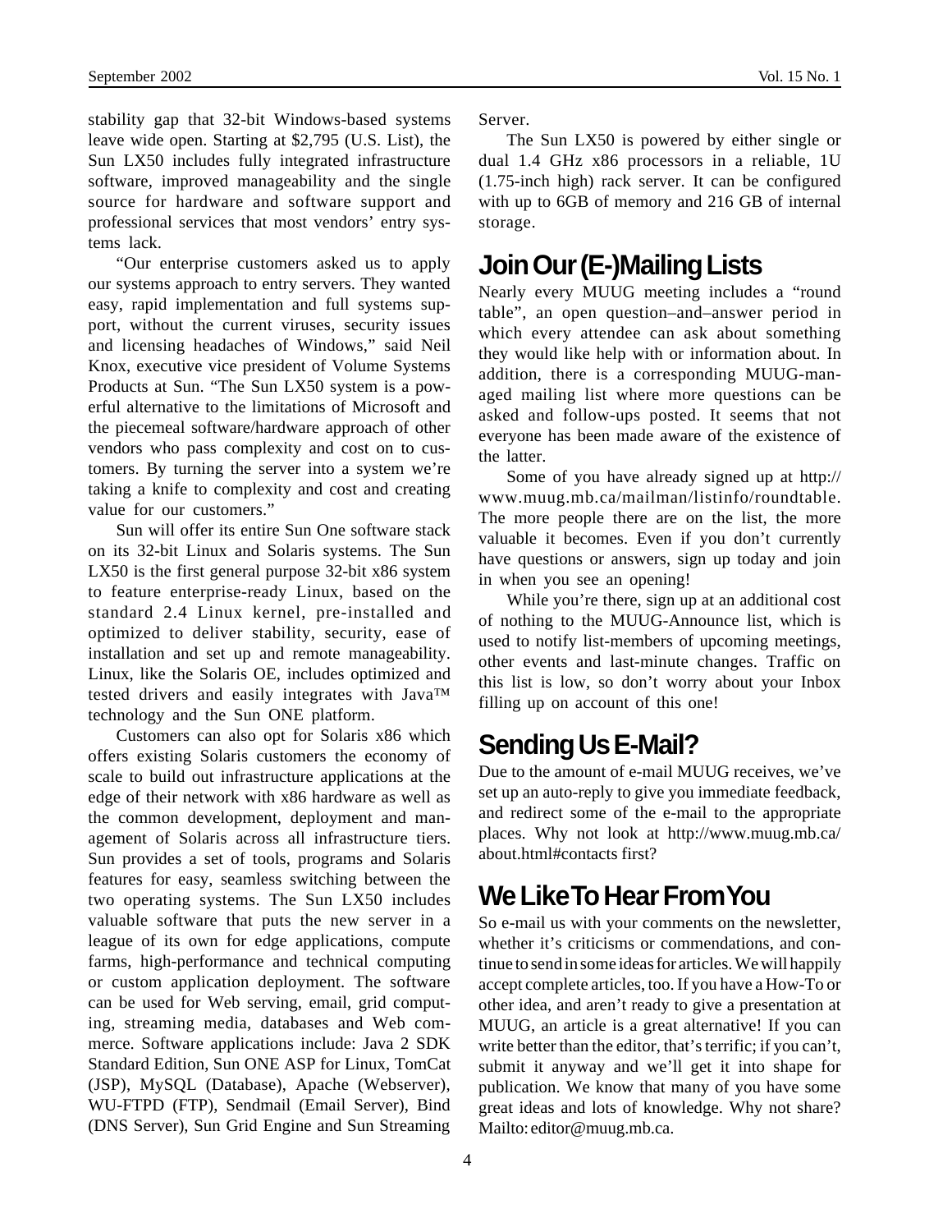stability gap that 32-bit Windows-based systems leave wide open. Starting at $2,795 (U.S. List), the Sun LX50 includes fully integrated infrastructure software, improved manageability and the single source for hardware and software support and professional services that most vendors' entry systems lack.

"Our enterprise customers asked us to apply our systems approach to entry servers. They wanted easy, rapid implementation and full systems support, without the current viruses, security issues and licensing headaches of Windows," said Neil Knox, executive vice president of Volume Systems Products at Sun. "The Sun LX50 system is a powerful alternative to the limitations of Microsoft and the piecemeal software/hardware approach of other vendors who pass complexity and cost on to customers. By turning the server into a system we're taking a knife to complexity and cost and creating value for our customers."

Sun will offer its entire Sun One software stack on its 32-bit Linux and Solaris systems. The Sun LX50 is the first general purpose 32-bit x86 system to feature enterprise-ready Linux, based on the standard 2.4 Linux kernel, pre-installed and optimized to deliver stability, security, ease of installation and set up and remote manageability. Linux, like the Solaris OE, includes optimized and tested drivers and easily integrates with Java™ technology and the Sun ONE platform.

Customers can also opt for Solaris x86 which offers existing Solaris customers the economy of scale to build out infrastructure applications at the edge of their network with x86 hardware as well as the common development, deployment and management of Solaris across all infrastructure tiers. Sun provides a set of tools, programs and Solaris features for easy, seamless switching between the two operating systems. The Sun LX50 includes valuable software that puts the new server in a league of its own for edge applications, compute farms, high-performance and technical computing or custom application deployment. The software can be used for Web serving, email, grid computing, streaming media, databases and Web commerce. Software applications include: Java 2 SDK Standard Edition, Sun ONE ASP for Linux, TomCat (JSP), MySQL (Database), Apache (Webserver), WU-FTPD (FTP), Sendmail (Email Server), Bind (DNS Server), Sun Grid Engine and Sun Streaming Server.

The Sun LX50 is powered by either single or dual 1.4 GHz x86 processors in a reliable, 1U (1.75-inch high) rack server. It can be configured with up to 6GB of memory and 216 GB of internal storage.

## Join Our (E-)Mailing Lists

Nearly every MUUG meeting includes a "round table", an open question–and–answer period in which every attendee can ask about something they would like help with or information about. In addition, there is a corresponding MUUG-managed mailing list where more questions can be asked and follow-ups posted. It seems that not everyone has been made aware of the existence of the latter.

Some of you have already signed up at http://www.muug.mb.ca/mailman/listinfo/roundtable. The more people there are on the list, the more valuable it becomes. Even if you don't currently have questions or answers, sign up today and join in when you see an opening!

While you're there, sign up at an additional cost of nothing to the MUUG-Announce list, which is used to notify list-members of upcoming meetings, other events and last-minute changes. Traffic on this list is low, so don't worry about your Inbox filling up on account of this one!

## Sending Us E-Mail?

Due to the amount of e-mail MUUG receives, we've set up an auto-reply to give you immediate feedback, and redirect some of the e-mail to the appropriate places. Why not look at http://www.muug.mb.ca/about.html#contacts first?

## We Like To Hear From You

So e-mail us with your comments on the newsletter, whether it's criticisms or commendations, and continue to send in some ideas for articles. We will happily accept complete articles, too. If you have a How-To or other idea, and aren't ready to give a presentation at MUUG, an article is a great alternative! If you can write better than the editor, that's terrific; if you can't, submit it anyway and we'll get it into shape for publication. We know that many of you have some great ideas and lots of knowledge. Why not share? Mailto: editor@muug.mb.ca.